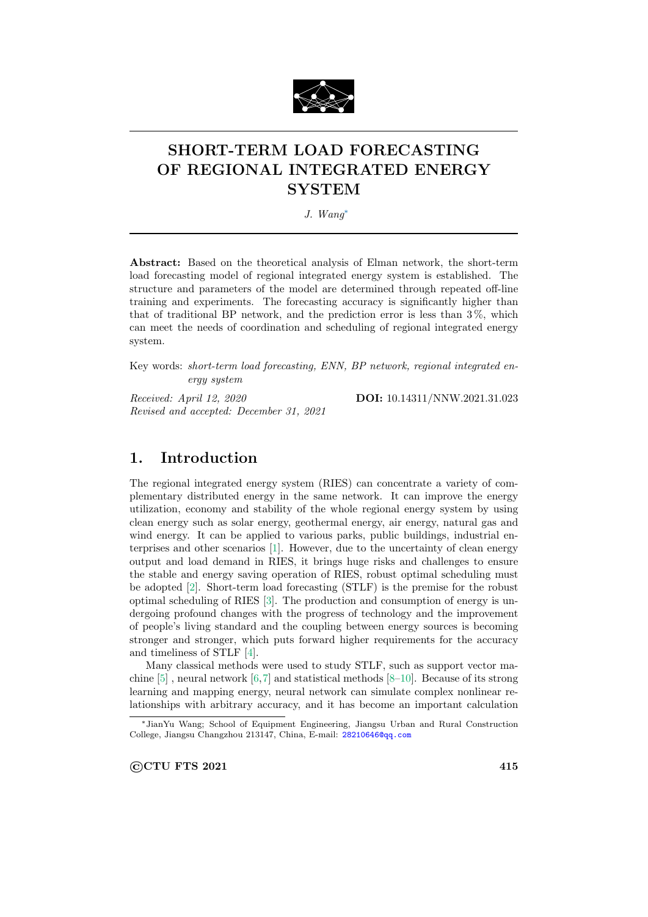# SHORT-TERM LOAD FORECASTING OF REGIONAL INTEGRATED ENERGY SYSTEM

*J. Wang*[*]

**Abstract:** Based on the theoretical analysis of Elman network, the short-term load forecasting model of regional integrated energy system is established. The structure and parameters of the model are determined through repeated off-line training and experiments. The forecasting accuracy is significantly higher than that of traditional BP network, and the prediction error is less than 3 %, which can meet the needs of coordination and scheduling of regional integrated energy system.

Key words: *short-term load forecasting, ENN, BP network, regional integrated energy system*

*Received: April 12, 2020*
*Revised and accepted: December 31, 2021*

**DOI:** 10.14311/NNW.2021.31.023

## 1. Introduction

The regional integrated energy system (RIES) can concentrate a variety of complementary distributed energy in the same network. It can improve the energy utilization, economy and stability of the whole regional energy system by using clean energy such as solar energy, geothermal energy, air energy, natural gas and wind energy. It can be applied to various parks, public buildings, industrial enterprises and other scenarios [1]. However, due to the uncertainty of clean energy output and load demand in RIES, it brings huge risks and challenges to ensure the stable and energy saving operation of RIES, robust optimal scheduling must be adopted [2]. Short-term load forecasting (STLF) is the premise for the robust optimal scheduling of RIES [3]. The production and consumption of energy is undergoing profound changes with the progress of technology and the improvement of people's living standard and the coupling between energy sources is becoming stronger and stronger, which puts forward higher requirements for the accuracy and timeliness of STLF [4].

Many classical methods were used to study STLF, such as support vector machine [5] , neural network [6,7] and statistical methods [8–10]. Because of its strong learning and mapping energy, neural network can simulate complex nonlinear relationships with arbitrary accuracy, and it has become an important calculation

[*] JianYu Wang; School of Equipment Engineering, Jiangsu Urban and Rural Construction College, Jiangsu Changzhou 213147, China, E-mail: 28210646@qq.com

©CTU FTS 2021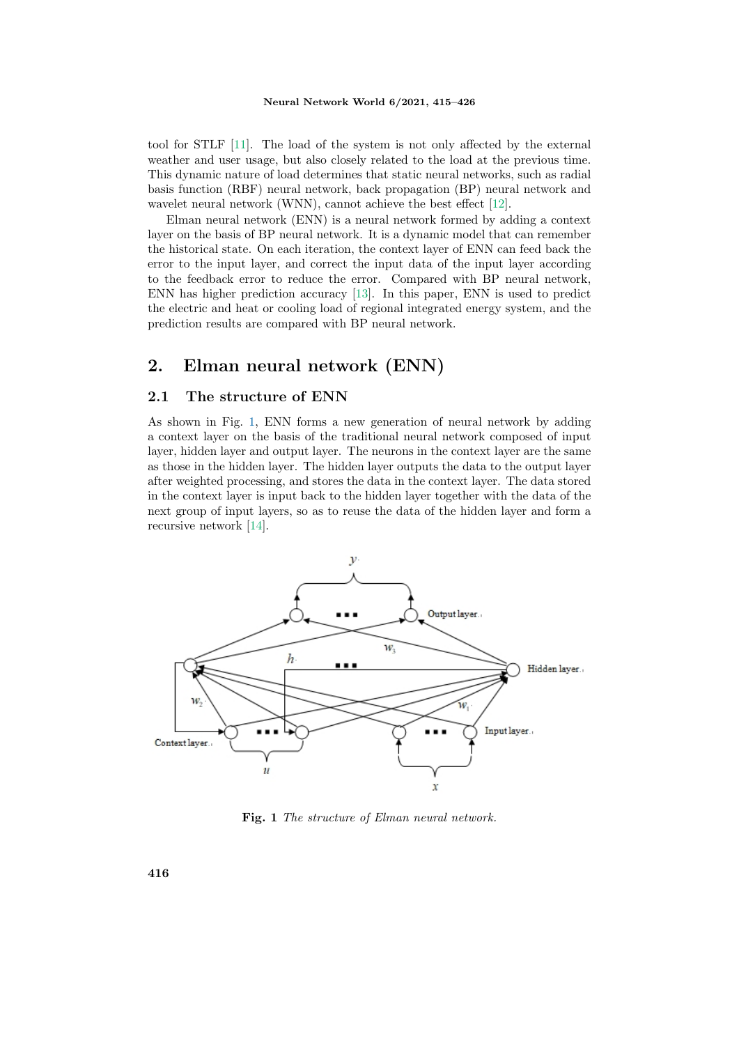tool for STLF [11]. The load of the system is not only affected by the external weather and user usage, but also closely related to the load at the previous time. This dynamic nature of load determines that static neural networks, such as radial basis function (RBF) neural network, back propagation (BP) neural network and wavelet neural network (WNN), cannot achieve the best effect [12].

Elman neural network (ENN) is a neural network formed by adding a context layer on the basis of BP neural network. It is a dynamic model that can remember the historical state. On each iteration, the context layer of ENN can feed back the error to the input layer, and correct the input data of the input layer according to the feedback error to reduce the error. Compared with BP neural network, ENN has higher prediction accuracy [13]. In this paper, ENN is used to predict the electric and heat or cooling load of regional integrated energy system, and the prediction results are compared with BP neural network.

# 2. Elman neural network (ENN)

## 2.1 The structure of ENN

As shown in Fig. 1, ENN forms a new generation of neural network by adding a context layer on the basis of the traditional neural network composed of input layer, hidden layer and output layer. The neurons in the context layer are the same as those in the hidden layer. The hidden layer outputs the data to the output layer after weighted processing, and stores the data in the context layer. The data stored in the context layer is input back to the hidden layer together with the data of the next group of input layers, so as to reuse the data of the hidden layer and form a recursive network [14].

**Fig. 1** *The structure of Elman neural network.*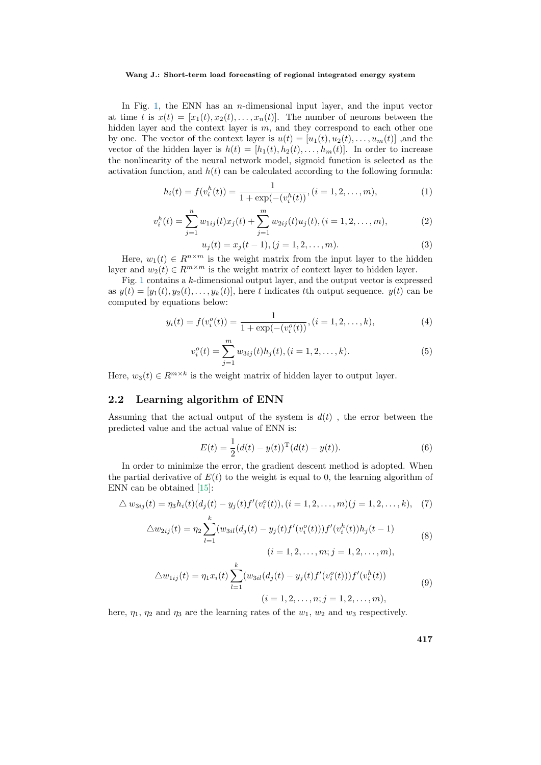In Fig. 1, the ENN has an $n$-dimensional input layer, and the input vector at time $t$ is $x(t) = [x_1(t), x_2(t), \ldots, x_n(t)]$. The number of neurons between the hidden layer and the context layer is $m$, and they correspond to each other one by one. The vector of the context layer is $u(t) = [u_1(t), u_2(t), \ldots, u_m(t)]$ ,and the vector of the hidden layer is $h(t) = [h_1(t), h_2(t), \ldots, h_m(t)]$. In order to increase the nonlinearity of the neural network model, sigmoid function is selected as the activation function, and $h(t)$ can be calculated according to the following formula:

$$h_i(t) = f(v_i^h(t)) = \frac{1}{1 + \exp(-(v_i^h(t))}, (i = 1, 2, \ldots, m), \tag{1}$$

$$v_i^h(t) = \sum_{j=1}^{n} w_{1ij}(t)x_j(t) + \sum_{j=1}^{m} w_{2ij}(t)u_j(t), (i = 1, 2, \ldots, m), \tag{2}$$

$$u_j(t) = x_j(t-1), (j = 1, 2, \ldots, m). \tag{3}$$

Here, $w_1(t) \in R^{n \times m}$ is the weight matrix from the input layer to the hidden layer and $w_2(t) \in R^{m \times m}$ is the weight matrix of context layer to hidden layer.

Fig. 1 contains a $k$-dimensional output layer, and the output vector is expressed as $y(t) = [y_1(t), y_2(t), \ldots, y_k(t)]$, here $t$ indicates $t$th output sequence. $y(t)$ can be computed by equations below:

$$y_i(t) = f(v_i^o(t)) = \frac{1}{1 + \exp(-(v_i^o(t))}, (i = 1, 2, \ldots, k), \tag{4}$$

$$v_i^o(t) = \sum_{j=1}^{m} w_{3ij}(t)h_j(t), (i = 1, 2, \ldots, k). \tag{5}$$

Here, $w_3(t) \in R^{m \times k}$ is the weight matrix of hidden layer to output layer.

## 2.2 Learning algorithm of ENN

Assuming that the actual output of the system is $d(t)$ , the error between the predicted value and the actual value of ENN is:

$$E(t) = \frac{1}{2}(d(t) - y(t))^{\mathrm{T}}(d(t) - y(t)). \tag{6}$$

In order to minimize the error, the gradient descent method is adopted. When the partial derivative of $E(t)$ to the weight is equal to 0, the learning algorithm of ENN can be obtained [15]:

$$\triangle w_{3ij}(t) = \eta_3 h_i(t)(d_j(t) - y_j(t)f'(v_i^o(t)), (i = 1, 2, \ldots, m)(j = 1, 2, \ldots, k), \tag{7}$$

$$\triangle w_{2ij}(t) = \eta_2 \sum_{l=1}^{k} (w_{3il}(d_j(t) - y_j(t)f'(v_i^o(t)))f'(v_i^h(t))h_j(t-1) \\ (i = 1, 2, \ldots, m; j = 1, 2, \ldots, m), \tag{8}$$

$$\triangle w_{1ij}(t) = \eta_1 x_i(t) \sum_{l=1}^{k} (w_{3il}(d_j(t) - y_j(t)f'(v_i^o(t)))f'(v_i^h(t)) \\ (i = 1, 2, \ldots, n; j = 1, 2, \ldots, m), \tag{9}$$

here, $\eta_1$, $\eta_2$ and $\eta_3$ are the learning rates of the $w_1$, $w_2$ and $w_3$ respectively.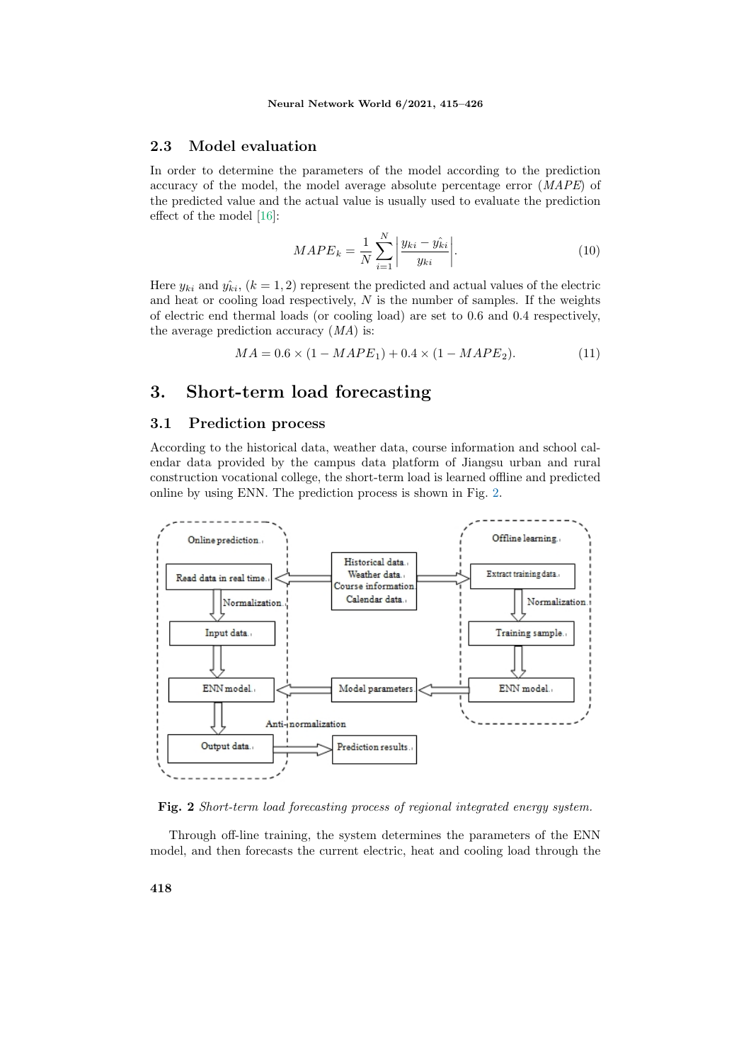### 2.3 Model evaluation

In order to determine the parameters of the model according to the prediction accuracy of the model, the model average absolute percentage error (*MAPE*) of the predicted value and the actual value is usually used to evaluate the prediction effect of the model [16]:

$$MAPE_k = \frac{1}{N}\sum_{i=1}^{N}\left|\frac{y_{ki} - \hat{y_{ki}}}{y_{ki}}\right|. \tag{10}$$

Here $y_{ki}$ and $\hat{y_{ki}}$, $(k = 1, 2)$ represent the predicted and actual values of the electric and heat or cooling load respectively, $N$ is the number of samples. If the weights of electric end thermal loads (or cooling load) are set to 0.6 and 0.4 respectively, the average prediction accuracy ($MA$) is:

$$MA = 0.6 \times (1 - MAPE_1) + 0.4 \times (1 - MAPE_2). \tag{11}$$

## 3. Short-term load forecasting

### 3.1 Prediction process

According to the historical data, weather data, course information and school calendar data provided by the campus data platform of Jiangsu urban and rural construction vocational college, the short-term load is learned offline and predicted online by using ENN. The prediction process is shown in Fig. 2.

**Fig. 2** *Short-term load forecasting process of regional integrated energy system.*

Through off-line training, the system determines the parameters of the ENN model, and then forecasts the current electric, heat and cooling load through the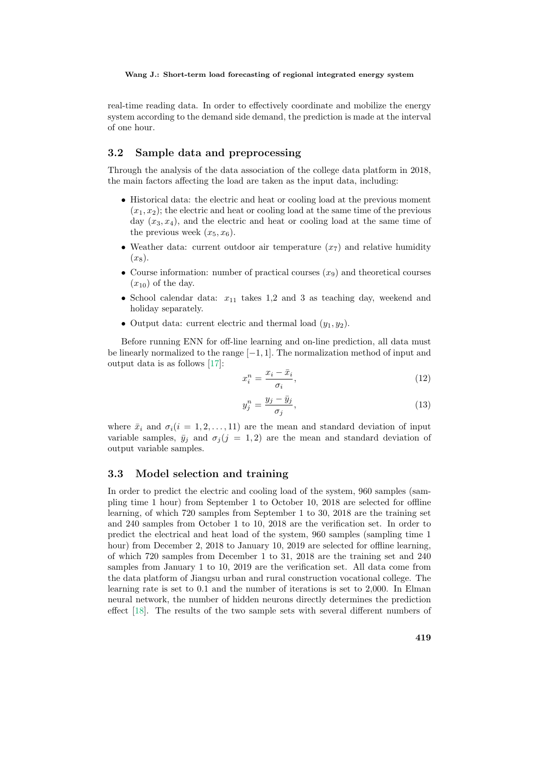real-time reading data. In order to effectively coordinate and mobilize the energy system according to the demand side demand, the prediction is made at the interval of one hour.

### 3.2 Sample data and preprocessing

Through the analysis of the data association of the college data platform in 2018, the main factors affecting the load are taken as the input data, including:

- Historical data: the electric and heat or cooling load at the previous moment $(x_1, x_2)$; the electric and heat or cooling load at the same time of the previous day $(x_3, x_4)$, and the electric and heat or cooling load at the same time of the previous week $(x_5, x_6)$.
- Weather data: current outdoor air temperature $(x_7)$ and relative humidity $(x_8)$.
- Course information: number of practical courses $(x_9)$ and theoretical courses $(x_{10})$ of the day.
- School calendar data: $x_{11}$ takes 1,2 and 3 as teaching day, weekend and holiday separately.
- Output data: current electric and thermal load $(y_1, y_2)$.

Before running ENN for off-line learning and on-line prediction, all data must be linearly normalized to the range $[-1, 1]$. The normalization method of input and output data is as follows [17]:

$$x_i^n = \frac{x_i - \bar{x}_i}{\sigma_i}, \tag{12}$$

$$y_j^n = \frac{y_j - \bar{y}_j}{\sigma_j}, \tag{13}$$

where $\bar{x}_i$ and $\sigma_i (i = 1, 2, \ldots, 11)$ are the mean and standard deviation of input variable samples, $\bar{y}_j$ and $\sigma_j (j = 1, 2)$ are the mean and standard deviation of output variable samples.

### 3.3 Model selection and training

In order to predict the electric and cooling load of the system, 960 samples (sampling time 1 hour) from September 1 to October 10, 2018 are selected for offline learning, of which 720 samples from September 1 to 30, 2018 are the training set and 240 samples from October 1 to 10, 2018 are the verification set. In order to predict the electrical and heat load of the system, 960 samples (sampling time 1 hour) from December 2, 2018 to January 10, 2019 are selected for offline learning, of which 720 samples from December 1 to 31, 2018 are the training set and 240 samples from January 1 to 10, 2019 are the verification set. All data come from the data platform of Jiangsu urban and rural construction vocational college. The learning rate is set to 0.1 and the number of iterations is set to 2,000. In Elman neural network, the number of hidden neurons directly determines the prediction effect [18]. The results of the two sample sets with several different numbers of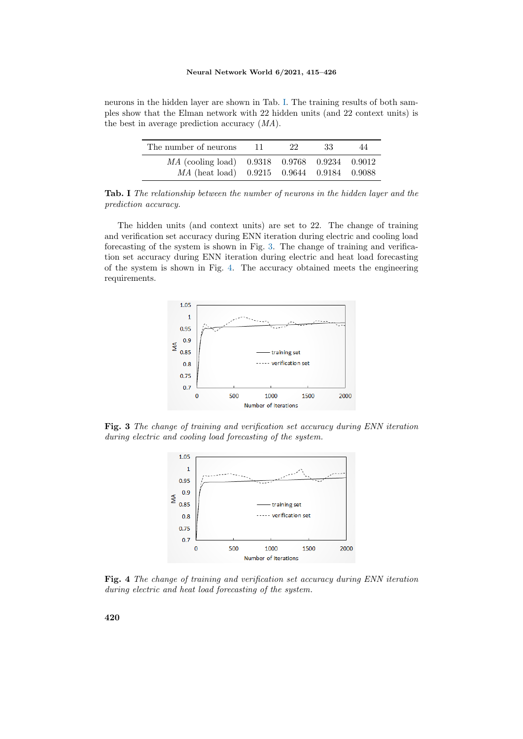neurons in the hidden layer are shown in Tab. I. The training results of both samples show that the Elman network with 22 hidden units (and 22 context units) is the best in average prediction accuracy (*MA*).

| The number of neurons | 11 | 22 | 33 | 44 |
|---|---|---|---|---|
| *MA* (cooling load) | 0.9318 | 0.9768 | 0.9234 | 0.9012 |
| *MA* (heat load) | 0.9215 | 0.9644 | 0.9184 | 0.9088 |

**Tab. I** *The relationship between the number of neurons in the hidden layer and the prediction accuracy.*

The hidden units (and context units) are set to 22. The change of training and verification set accuracy during ENN iteration during electric and cooling load forecasting of the system is shown in Fig. 3. The change of training and verification set accuracy during ENN iteration during electric and heat load forecasting of the system is shown in Fig. 4. The accuracy obtained meets the engineering requirements.

**Fig. 3** *The change of training and verification set accuracy during ENN iteration during electric and cooling load forecasting of the system.*

**Fig. 4** *The change of training and verification set accuracy during ENN iteration during electric and heat load forecasting of the system.*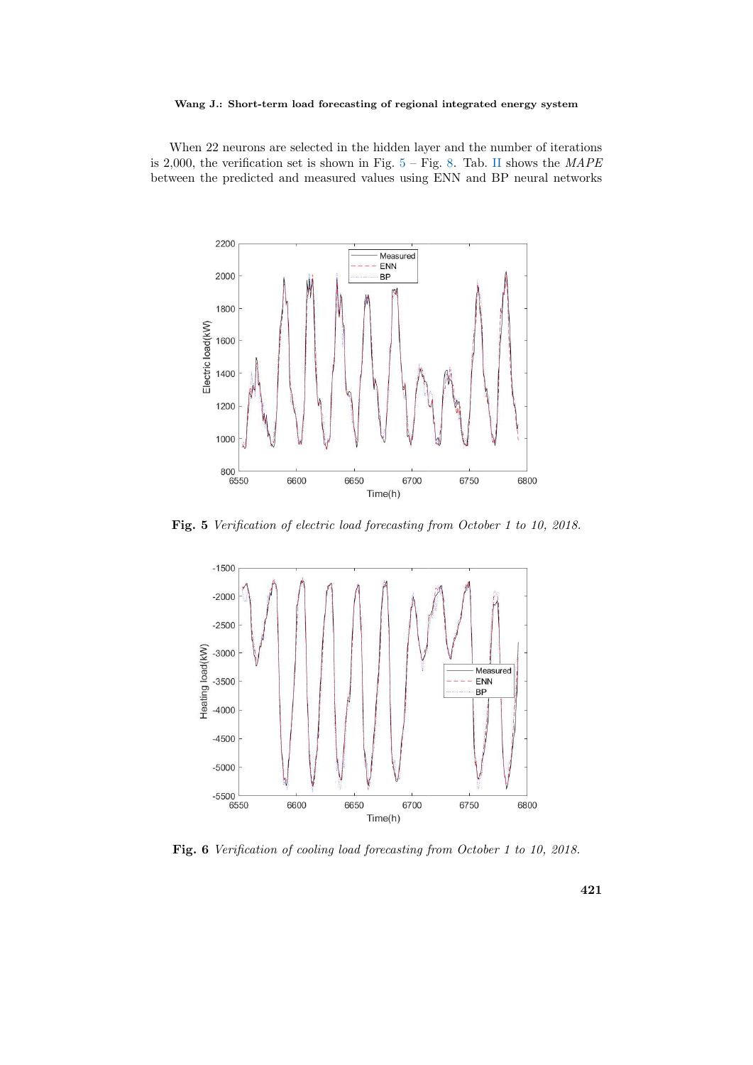When 22 neurons are selected in the hidden layer and the number of iterations is 2,000, the verification set is shown in Fig. 5 – Fig. 8. Tab. II shows the *MAPE* between the predicted and measured values using ENN and BP neural networks

**Fig. 5** *Verification of electric load forecasting from October 1 to 10, 2018.*

**Fig. 6** *Verification of cooling load forecasting from October 1 to 10, 2018.*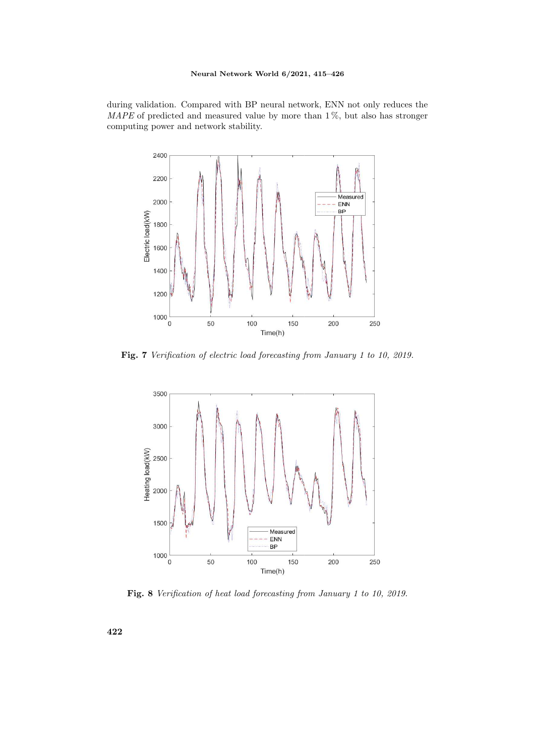during validation. Compared with BP neural network, ENN not only reduces the *MAPE* of predicted and measured value by more than 1 %, but also has stronger computing power and network stability.

**Fig. 7** *Verification of electric load forecasting from January 1 to 10, 2019.*

**Fig. 8** *Verification of heat load forecasting from January 1 to 10, 2019.*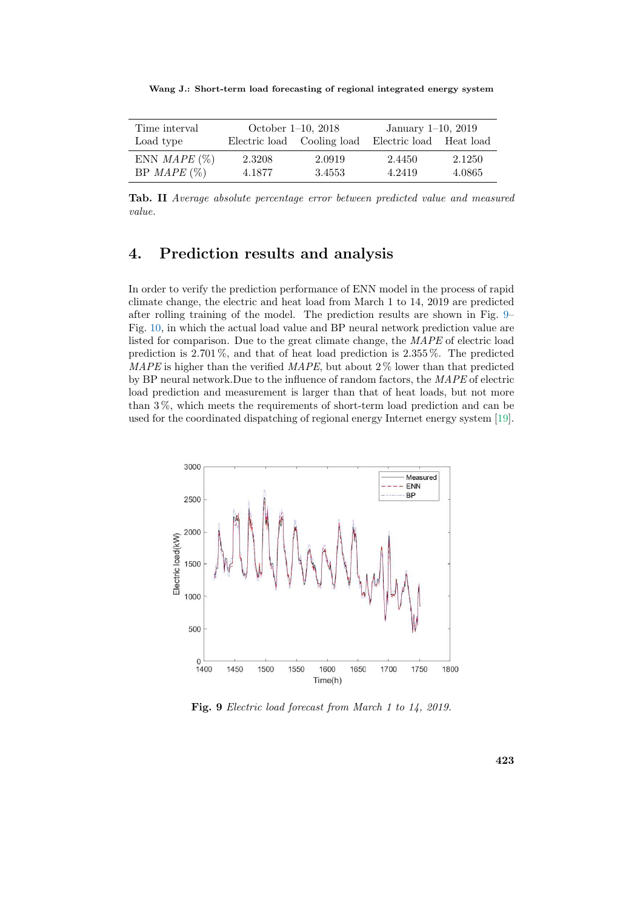| Time interval | October 1–10, 2018 | | January 1–10, 2019 | |
|---|---|---|---|---|
| Load type | Electric load | Cooling load | Electric load | Heat load |
| ENN *MAPE* (%) | 2.3208 | 2.0919 | 2.4450 | 2.1250 |
| BP *MAPE* (%) | 4.1877 | 3.4553 | 4.2419 | 4.0865 |

**Tab. II** *Average absolute percentage error between predicted value and measured value.*

# 4. Prediction results and analysis

In order to verify the prediction performance of ENN model in the process of rapid climate change, the electric and heat load from March 1 to 14, 2019 are predicted after rolling training of the model. The prediction results are shown in Fig. 9–Fig. 10, in which the actual load value and BP neural network prediction value are listed for comparison. Due to the great climate change, the *MAPE* of electric load prediction is 2.701 %, and that of heat load prediction is 2.355 %. The predicted *MAPE* is higher than the verified *MAPE*, but about 2 % lower than that predicted by BP neural network.Due to the influence of random factors, the *MAPE* of electric load prediction and measurement is larger than that of heat loads, but not more than 3 %, which meets the requirements of short-term load prediction and can be used for the coordinated dispatching of regional energy Internet energy system [19].

**Fig. 9** *Electric load forecast from March 1 to 14, 2019.*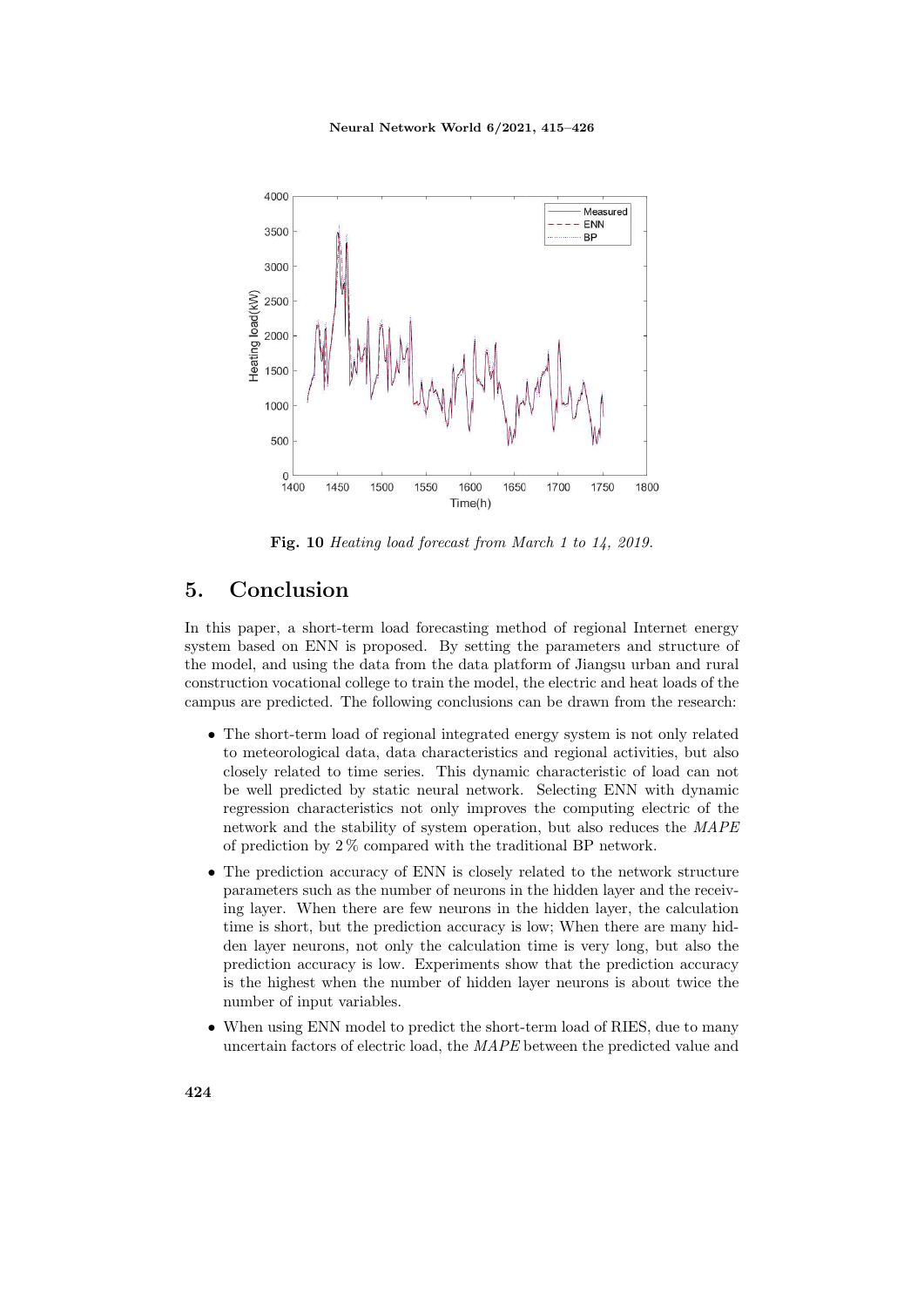**Fig. 10** *Heating load forecast from March 1 to 14, 2019.*

## 5. Conclusion

In this paper, a short-term load forecasting method of regional Internet energy system based on ENN is proposed. By setting the parameters and structure of the model, and using the data from the data platform of Jiangsu urban and rural construction vocational college to train the model, the electric and heat loads of the campus are predicted. The following conclusions can be drawn from the research:

- The short-term load of regional integrated energy system is not only related to meteorological data, data characteristics and regional activities, but also closely related to time series. This dynamic characteristic of load can not be well predicted by static neural network. Selecting ENN with dynamic regression characteristics not only improves the computing electric of the network and the stability of system operation, but also reduces the *MAPE* of prediction by 2 % compared with the traditional BP network.
- The prediction accuracy of ENN is closely related to the network structure parameters such as the number of neurons in the hidden layer and the receiving layer. When there are few neurons in the hidden layer, the calculation time is short, but the prediction accuracy is low; When there are many hidden layer neurons, not only the calculation time is very long, but also the prediction accuracy is low. Experiments show that the prediction accuracy is the highest when the number of hidden layer neurons is about twice the number of input variables.
- When using ENN model to predict the short-term load of RIES, due to many uncertain factors of electric load, the *MAPE* between the predicted value and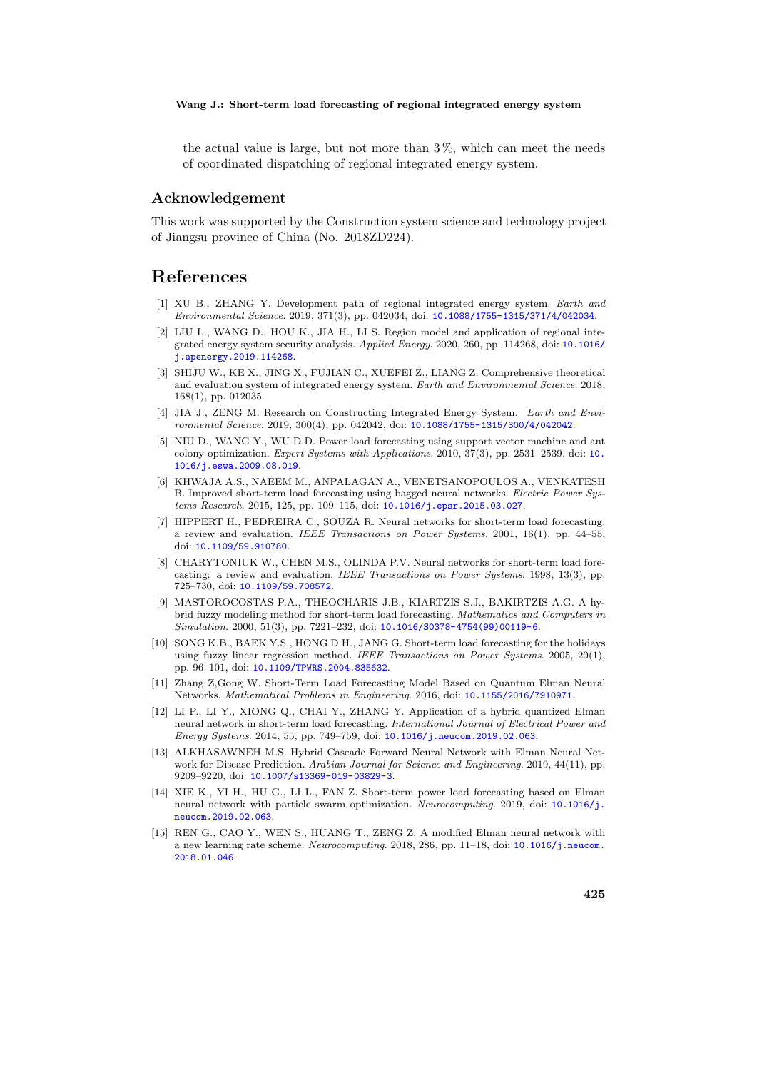the actual value is large, but not more than 3%, which can meet the needs of coordinated dispatching of regional integrated energy system.

## Acknowledgement

This work was supported by the Construction system science and technology project of Jiangsu province of China (No. 2018ZD224).

# References

[1] XU B., ZHANG Y. Development path of regional integrated energy system. *Earth and Environmental Science*. 2019, 371(3), pp. 042034, doi: 10.1088/1755-1315/371/4/042034.

[2] LIU L., WANG D., HOU K., JIA H., LI S. Region model and application of regional integrated energy system security analysis. *Applied Energy*. 2020, 260, pp. 114268, doi: 10.1016/j.apenergy.2019.114268.

[3] SHIJU W., KE X., JING X., FUJIAN C., XUEFEI Z., LIANG Z. Comprehensive theoretical and evaluation system of integrated energy system. *Earth and Environmental Science*. 2018, 168(1), pp. 012035.

[4] JIA J., ZENG M. Research on Constructing Integrated Energy System. *Earth and Environmental Science*. 2019, 300(4), pp. 042042, doi: 10.1088/1755-1315/300/4/042042.

[5] NIU D., WANG Y., WU D.D. Power load forecasting using support vector machine and ant colony optimization. *Expert Systems with Applications*. 2010, 37(3), pp. 2531–2539, doi: 10.1016/j.eswa.2009.08.019.

[6] KHWAJA A.S., NAEEM M., ANPALAGAN A., VENETSANOPOULOS A., VENKATESH B. Improved short-term load forecasting using bagged neural networks. *Electric Power Systems Research*. 2015, 125, pp. 109–115, doi: 10.1016/j.epsr.2015.03.027.

[7] HIPPERT H., PEDREIRA C., SOUZA R. Neural networks for short-term load forecasting: a review and evaluation. *IEEE Transactions on Power Systems*. 2001, 16(1), pp. 44–55, doi: 10.1109/59.910780.

[8] CHARYTONIUK W., CHEN M.S., OLINDA P.V. Neural networks for short-term load forecasting: a review and evaluation. *IEEE Transactions on Power Systems*. 1998, 13(3), pp. 725–730, doi: 10.1109/59.708572.

[9] MASTOROCOSTAS P.A., THEOCHARIS J.B., KIARTZIS S.J., BAKIRTZIS A.G. A hybrid fuzzy modeling method for short-term load forecasting. *Mathematics and Computers in Simulation*. 2000, 51(3), pp. 7221–232, doi: 10.1016/S0378-4754(99)00119-6.

[10] SONG K.B., BAEK Y.S., HONG D.H., JANG G. Short-term load forecasting for the holidays using fuzzy linear regression method. *IEEE Transactions on Power Systems*. 2005, 20(1), pp. 96–101, doi: 10.1109/TPWRS.2004.835632.

[11] Zhang Z,Gong W. Short-Term Load Forecasting Model Based on Quantum Elman Neural Networks. *Mathematical Problems in Engineering*. 2016, doi: 10.1155/2016/7910971.

[12] LI P., LI Y., XIONG Q., CHAI Y., ZHANG Y. Application of a hybrid quantized Elman neural network in short-term load forecasting. *International Journal of Electrical Power and Energy Systems*. 2014, 55, pp. 749–759, doi: 10.1016/j.neucom.2019.02.063.

[13] ALKHASAWNEH M.S. Hybrid Cascade Forward Neural Network with Elman Neural Network for Disease Prediction. *Arabian Journal for Science and Engineering*. 2019, 44(11), pp. 9209–9220, doi: 10.1007/s13369-019-03829-3.

[14] XIE K., YI H., HU G., LI L., FAN Z. Short-term power load forecasting based on Elman neural network with particle swarm optimization. *Neurocomputing*. 2019, doi: 10.1016/j.neucom.2019.02.063.

[15] REN G., CAO Y., WEN S., HUANG T., ZENG Z. A modified Elman neural network with a new learning rate scheme. *Neurocomputing*. 2018, 286, pp. 11–18, doi: 10.1016/j.neucom.2018.01.046.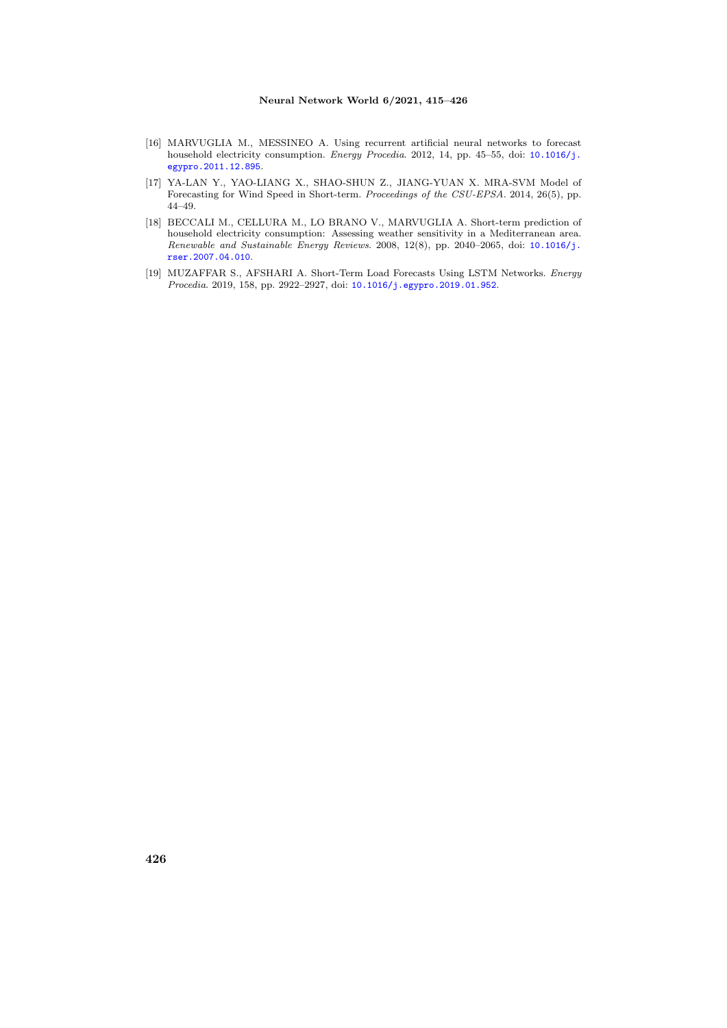[16] MARVUGLIA M., MESSINEO A. Using recurrent artificial neural networks to forecast household electricity consumption. *Energy Procedia*. 2012, 14, pp. 45–55, doi: 10.1016/j.egypro.2011.12.895.

[17] YA-LAN Y., YAO-LIANG X., SHAO-SHUN Z., JIANG-YUAN X. MRA-SVM Model of Forecasting for Wind Speed in Short-term. *Proceedings of the CSU-EPSA*. 2014, 26(5), pp. 44–49.

[18] BECCALI M., CELLURA M., LO BRANO V., MARVUGLIA A. Short-term prediction of household electricity consumption: Assessing weather sensitivity in a Mediterranean area. *Renewable and Sustainable Energy Reviews*. 2008, 12(8), pp. 2040–2065, doi: 10.1016/j.rser.2007.04.010.

[19] MUZAFFAR S., AFSHARI A. Short-Term Load Forecasts Using LSTM Networks. *Energy Procedia*. 2019, 158, pp. 2922–2927, doi: 10.1016/j.egypro.2019.01.952.